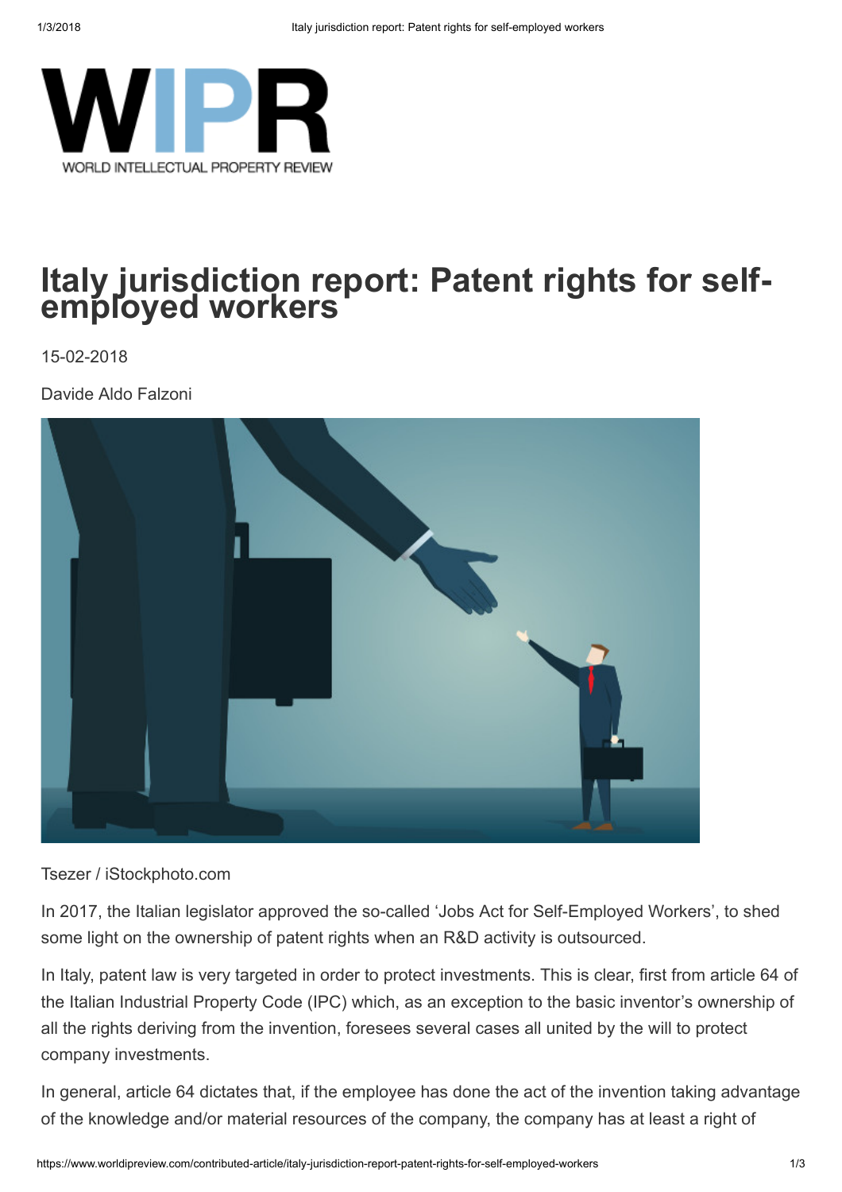# Italy jurisdiction report: Patent rights for self-employed workers

15-02-2018

Davide Aldo Falzoni

Tsezer / iStockphoto.com

In 2017, the Italian legislator approved the so-called 'Jobs Act for Self-Employed Workers', to shed some light on the ownership of patent rights when an R&D activity is outsourced.

In Italy, patent law is very targeted in order to protect investments. This is clear, first from article 64 of the Italian Industrial Property Code (IPC) which, as an exception to the basic inventor's ownership of all the rights deriving from the invention, foresees several cases all united by the will to protect company investments.

In general, article 64 dictates that, if the employee has done the act of the invention taking advantage of the knowledge and/or material resources of the company, the company has at least a right of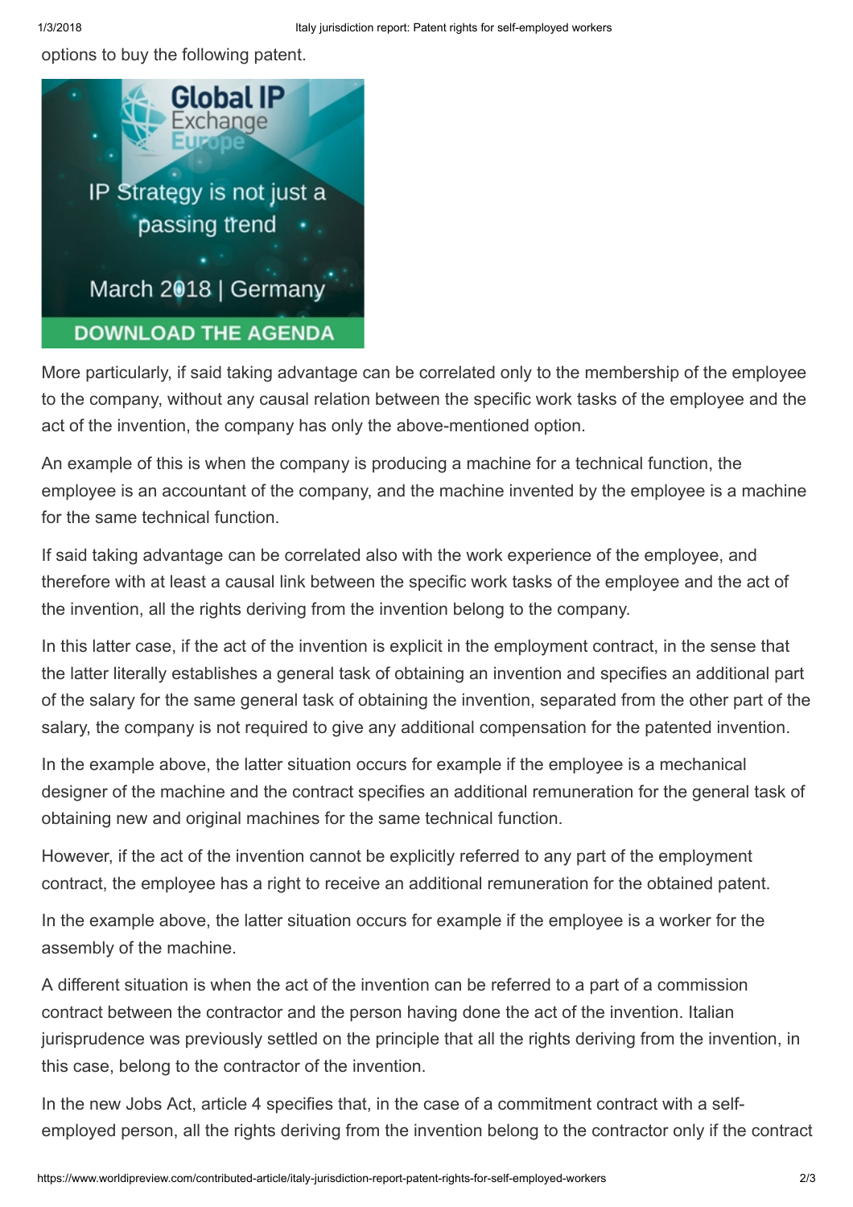options to buy the following patent.

More particularly, if said taking advantage can be correlated only to the membership of the employee to the company, without any causal relation between the specific work tasks of the employee and the act of the invention, the company has only the above-mentioned option.

An example of this is when the company is producing a machine for a technical function, the employee is an accountant of the company, and the machine invented by the employee is a machine for the same technical function.

If said taking advantage can be correlated also with the work experience of the employee, and therefore with at least a causal link between the specific work tasks of the employee and the act of the invention, all the rights deriving from the invention belong to the company.

In this latter case, if the act of the invention is explicit in the employment contract, in the sense that the latter literally establishes a general task of obtaining an invention and specifies an additional part of the salary for the same general task of obtaining the invention, separated from the other part of the salary, the company is not required to give any additional compensation for the patented invention.

In the example above, the latter situation occurs for example if the employee is a mechanical designer of the machine and the contract specifies an additional remuneration for the general task of obtaining new and original machines for the same technical function.

However, if the act of the invention cannot be explicitly referred to any part of the employment contract, the employee has a right to receive an additional remuneration for the obtained patent.

In the example above, the latter situation occurs for example if the employee is a worker for the assembly of the machine.

A different situation is when the act of the invention can be referred to a part of a commission contract between the contractor and the person having done the act of the invention. Italian jurisprudence was previously settled on the principle that all the rights deriving from the invention, in this case, belong to the contractor of the invention.

In the new Jobs Act, article 4 specifies that, in the case of a commitment contract with a self-employed person, all the rights deriving from the invention belong to the contractor only if the contract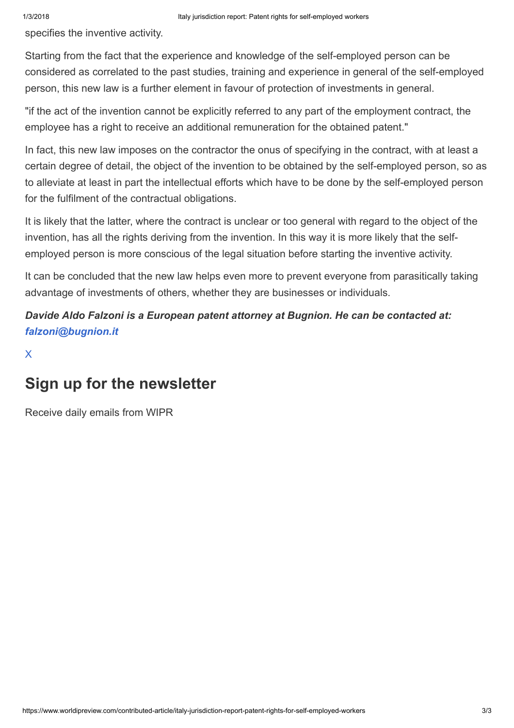specifies the inventive activity.

Starting from the fact that the experience and knowledge of the self-employed person can be considered as correlated to the past studies, training and experience in general of the self-employed person, this new law is a further element in favour of protection of investments in general.

"if the act of the invention cannot be explicitly referred to any part of the employment contract, the employee has a right to receive an additional remuneration for the obtained patent."

In fact, this new law imposes on the contractor the onus of specifying in the contract, with at least a certain degree of detail, the object of the invention to be obtained by the self-employed person, so as to alleviate at least in part the intellectual efforts which have to be done by the self-employed person for the fulfilment of the contractual obligations.

It is likely that the latter, where the contract is unclear or too general with regard to the object of the invention, has all the rights deriving from the invention. In this way it is more likely that the self-employed person is more conscious of the legal situation before starting the inventive activity.

It can be concluded that the new law helps even more to prevent everyone from parasitically taking advantage of investments of others, whether they are businesses or individuals.

***Davide Aldo Falzoni is a European patent attorney at Bugnion. He can be contacted at: falzoni@bugnion.it***

X

## Sign up for the newsletter

Receive daily emails from WIPR